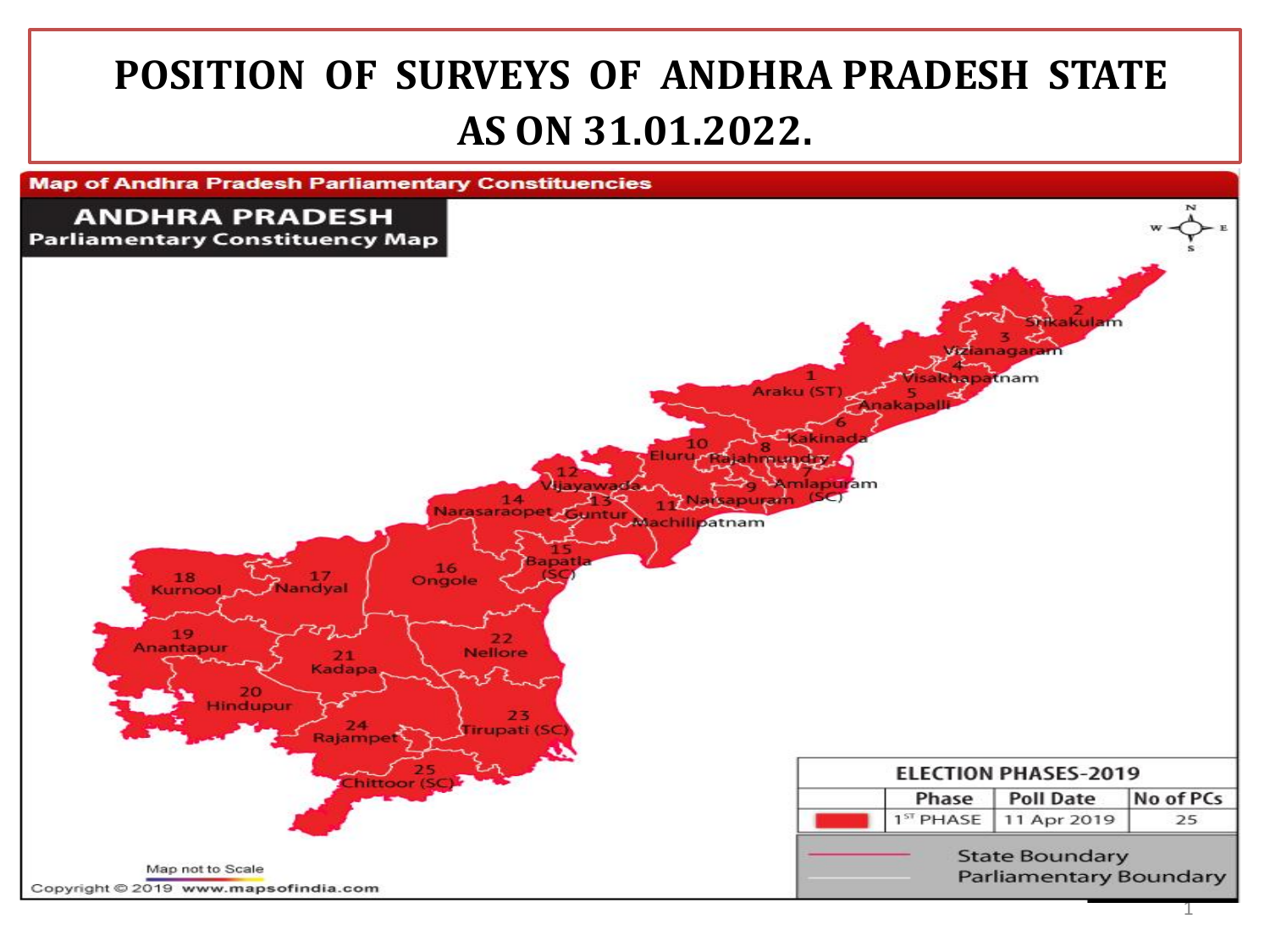# POSITION OF SURVEYS OF ANDHRA PRADESH STATE AS ON 31.01.2022.

Map of Andhra Pradesh Parliamentary Constituencies

**ANDHRA PRADESH**
**Parliamentary Constituency Map**

1 Araku (ST), 2 Srikakulam, 3 Vizianagaram, 4 Visakhapatnam, 5 Anakapalli, 6 Kakinada, 7 Amlapuram (SC), 8 Rajahmundry, 9 Narsapuram, 10 Eluru, 11 Machilipatnam, 12 Vijayawada, 13 Guntur, 14 Narasaraopet, 15 Bapatla (SC), 16 Ongole, 17 Nandyal, 18 Kurnool, 19 Anantapur, 20 Hindupur, 21 Kadapa, 22 Nellore, 23 Tirupati (SC), 24 Rajampet, 25 Chittoor (SC)

**ELECTION PHASES-2019**

| | Phase | Poll Date | No of PCs |
|---|---|---|---|
| | 1ST PHASE | 11 Apr 2019 | 25 |

State Boundary
Parliamentary Boundary

Map not to Scale

Copyright © 2019 www.mapsofindia.com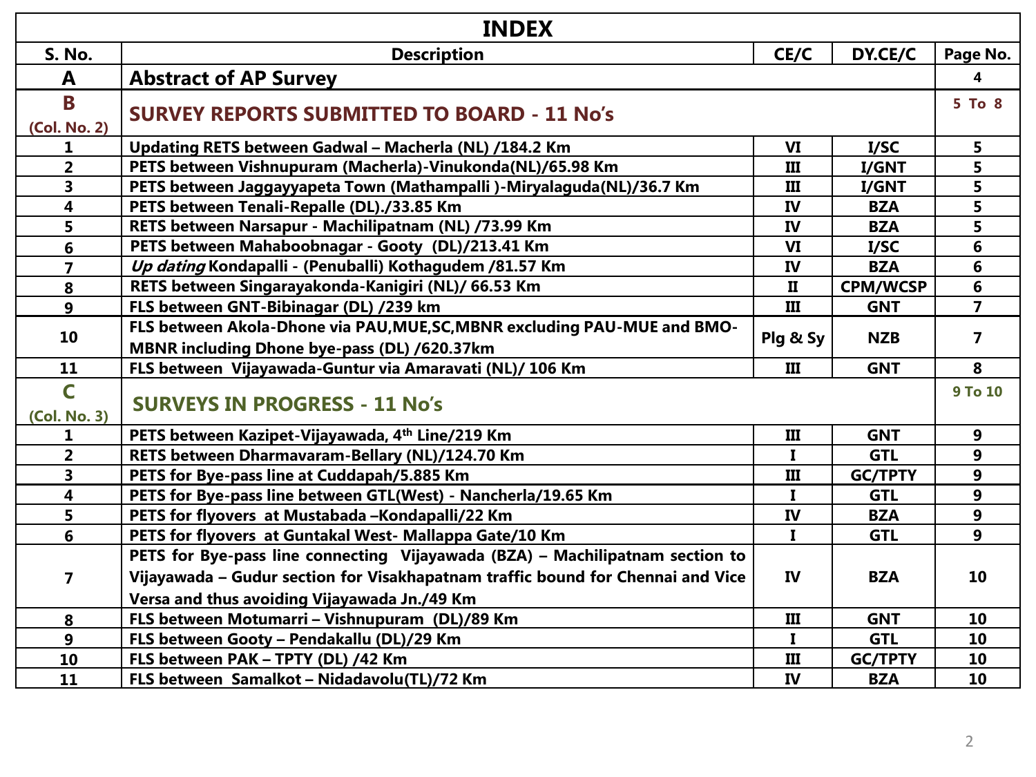# INDEX

| S. No. | Description | CE/C | DY.CE/C | Page No. |
|---|---|---|---|---|
| **A** | **Abstract of AP Survey** | | | 4 |
| **B** (Col. No. 2) | **SURVEY REPORTS SUBMITTED TO BOARD - 11 No's** | | | 5 To 8 |
| 1 | Updating RETS between Gadwal – Macherla (NL) /184.2 Km | VI | I/SC | 5 |
| 2 | PETS between Vishnupuram (Macherla)-Vinukonda(NL)/65.98 Km | III | I/GNT | 5 |
| 3 | PETS between Jaggayyapeta Town (Mathampalli )-Miryalaguda(NL)/36.7 Km | III | I/GNT | 5 |
| 4 | PETS between Tenali-Repalle (DL)./33.85 Km | IV | BZA | 5 |
| 5 | RETS between Narsapur - Machilipatnam (NL) /73.99 Km | IV | BZA | 5 |
| 6 | PETS between Mahaboobnagar - Gooty (DL)/213.41 Km | VI | I/SC | 6 |
| 7 | *Up dating* Kondapalli - (Penuballi) Kothagudem /81.57 Km | IV | BZA | 6 |
| 8 | RETS between Singarayakonda-Kanigiri (NL)/ 66.53 Km | II | CPM/WCSP | 6 |
| 9 | FLS between GNT-Bibinagar (DL) /239 km | III | GNT | 7 |
| 10 | FLS between Akola-Dhone via PAU,MUE,SC,MBNR excluding PAU-MUE and BMO-MBNR including Dhone bye-pass (DL) /620.37km | Plg & Sy | NZB | 7 |
| 11 | FLS between Vijayawada-Guntur via Amaravati (NL)/ 106 Km | III | GNT | 8 |
| **C** (Col. No. 3) | **SURVEYS IN PROGRESS - 11 No's** | | | 9 To 10 |
| 1 | PETS between Kazipet-Vijayawada, 4th Line/219 Km | III | GNT | 9 |
| 2 | RETS between Dharmavaram-Bellary (NL)/124.70 Km | I | GTL | 9 |
| 3 | PETS for Bye-pass line at Cuddapah/5.885 Km | III | GC/TPTY | 9 |
| 4 | PETS for Bye-pass line between GTL(West) - Nancherla/19.65 Km | I | GTL | 9 |
| 5 | PETS for flyovers at Mustabada –Kondapalli/22 Km | IV | BZA | 9 |
| 6 | PETS for flyovers at Guntakal West- Mallappa Gate/10 Km | I | GTL | 9 |
| 7 | PETS for Bye-pass line connecting Vijayawada (BZA) – Machilipatnam section to Vijayawada – Gudur section for Visakhapatnam traffic bound for Chennai and Vice Versa and thus avoiding Vijayawada Jn./49 Km | IV | BZA | 10 |
| 8 | FLS between Motumarri – Vishnupuram (DL)/89 Km | III | GNT | 10 |
| 9 | FLS between Gooty – Pendakallu (DL)/29 Km | I | GTL | 10 |
| 10 | FLS between PAK – TPTY (DL) /42 Km | III | GC/TPTY | 10 |
| 11 | FLS between Samalkot – Nidadavolu(TL)/72 Km | IV | BZA | 10 |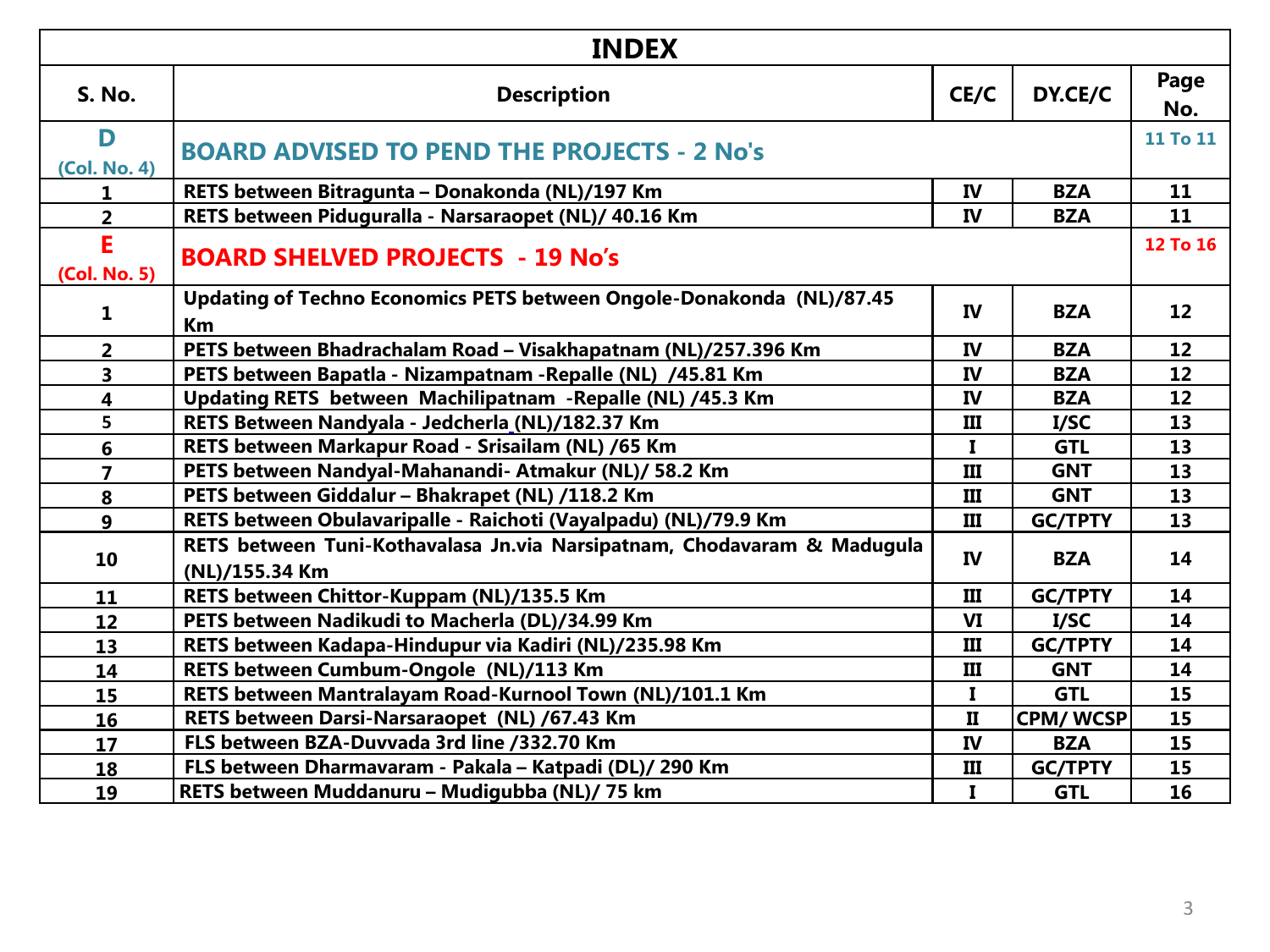| INDEX | | | | |
|---|---|---|---|---|
| **S. No.** | **Description** | **CE/C** | **DY.CE/C** | **Page No.** |
| **D (Col. No. 4)** | **BOARD ADVISED TO PEND THE PROJECTS - 2 No's** | | | **11 To 11** |
| 1 | RETS between Bitragunta – Donakonda (NL)/197 Km | IV | BZA | 11 |
| 2 | RETS between Piduguralla - Narsaraopet (NL)/ 40.16 Km | IV | BZA | 11 |
| **E (Col. No. 5)** | **BOARD SHELVED PROJECTS - 19 No's** | | | **12 To 16** |
| 1 | Updating of Techno Economics PETS between Ongole-Donakonda (NL)/87.45 Km | IV | BZA | 12 |
| 2 | PETS between Bhadrachalam Road – Visakhapatnam (NL)/257.396 Km | IV | BZA | 12 |
| 3 | PETS between Bapatla - Nizampatnam -Repalle (NL) /45.81 Km | IV | BZA | 12 |
| 4 | Updating RETS between Machilipatnam -Repalle (NL) /45.3 Km | IV | BZA | 12 |
| 5 | RETS Between Nandyala - Jedcherla (NL)/182.37 Km | III | I/SC | 13 |
| 6 | RETS between Markapur Road - Srisailam (NL) /65 Km | I | GTL | 13 |
| 7 | PETS between Nandyal-Mahanandi- Atmakur (NL)/ 58.2 Km | III | GNT | 13 |
| 8 | PETS between Giddalur – Bhakrapet (NL) /118.2 Km | III | GNT | 13 |
| 9 | RETS between Obulavaripalle - Raichoti (Vayalpadu) (NL)/79.9 Km | III | GC/TPTY | 13 |
| 10 | RETS between Tuni-Kothavalasa Jn.via Narsipatnam, Chodavaram & Madugula (NL)/155.34 Km | IV | BZA | 14 |
| 11 | RETS between Chittor-Kuppam (NL)/135.5 Km | III | GC/TPTY | 14 |
| 12 | PETS between Nadikudi to Macherla (DL)/34.99 Km | VI | I/SC | 14 |
| 13 | RETS between Kadapa-Hindupur via Kadiri (NL)/235.98 Km | III | GC/TPTY | 14 |
| 14 | RETS between Cumbum-Ongole (NL)/113 Km | III | GNT | 14 |
| 15 | RETS between Mantralayam Road-Kurnool Town (NL)/101.1 Km | I | GTL | 15 |
| 16 | RETS between Darsi-Narsaraopet (NL) /67.43 Km | II | CPM/ WCSP | 15 |
| 17 | FLS between BZA-Duvvada 3rd line /332.70 Km | IV | BZA | 15 |
| 18 | FLS between Dharmavaram - Pakala – Katpadi (DL)/ 290 Km | III | GC/TPTY | 15 |
| 19 | RETS between Muddanuru – Mudigubba (NL)/ 75 km | I | GTL | 16 |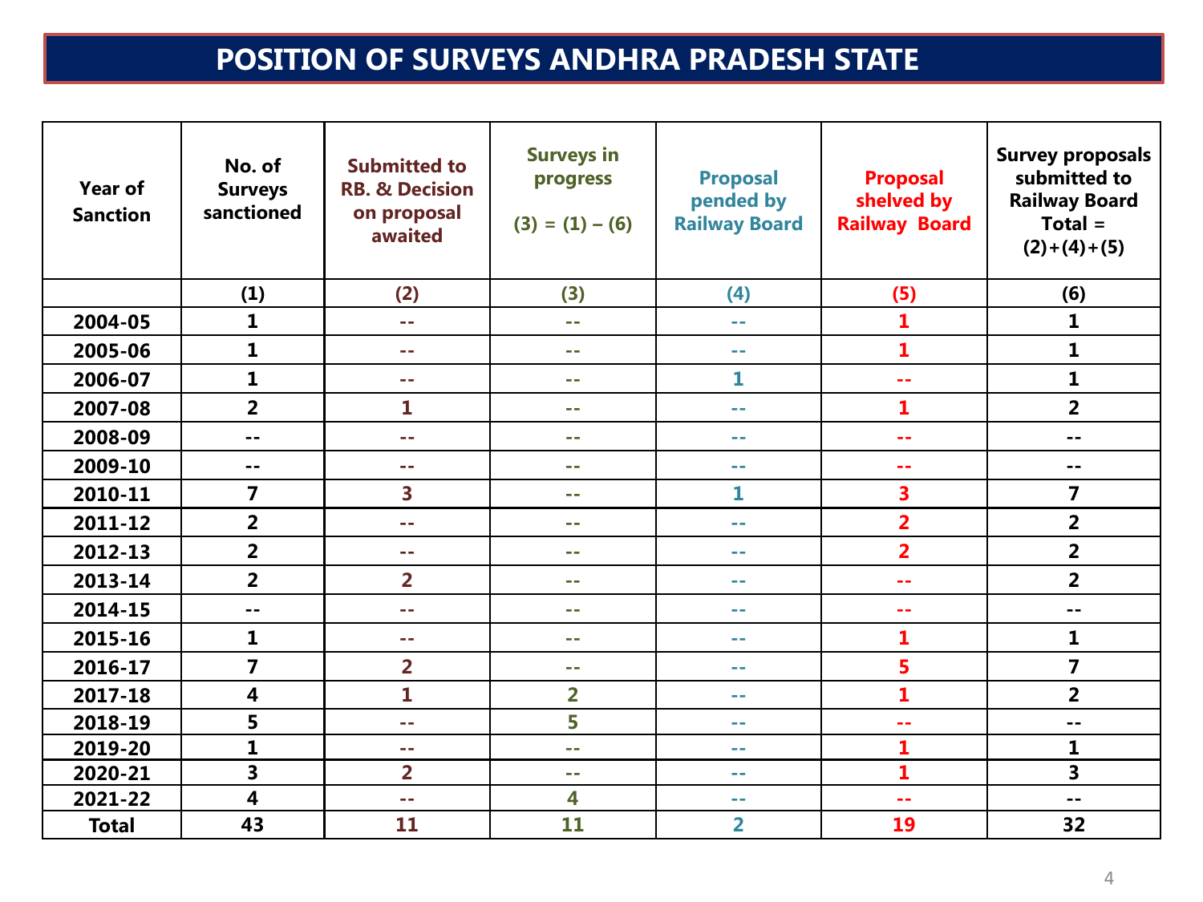# POSITION OF SURVEYS ANDHRA PRADESH STATE

| Year of Sanction | No. of Surveys sanctioned | Submitted to RB. & Decision on proposal awaited | Surveys in progress (3) = (1) – (6) | Proposal pended by Railway Board | Proposal shelved by Railway Board | Survey proposals submitted to Railway Board Total = (2)+(4)+(5) |
|---|---|---|---|---|---|---|
| | (1) | (2) | (3) | (4) | (5) | (6) |
| 2004-05 | 1 | -- | -- | -- | 1 | 1 |
| 2005-06 | 1 | -- | -- | -- | 1 | 1 |
| 2006-07 | 1 | -- | -- | 1 | -- | 1 |
| 2007-08 | 2 | 1 | -- | -- | 1 | 2 |
| 2008-09 | -- | -- | -- | -- | -- | -- |
| 2009-10 | -- | -- | -- | -- | -- | -- |
| 2010-11 | 7 | 3 | -- | 1 | 3 | 7 |
| 2011-12 | 2 | -- | -- | -- | 2 | 2 |
| 2012-13 | 2 | -- | -- | -- | 2 | 2 |
| 2013-14 | 2 | 2 | -- | -- | -- | 2 |
| 2014-15 | -- | -- | -- | -- | -- | -- |
| 2015-16 | 1 | -- | -- | -- | 1 | 1 |
| 2016-17 | 7 | 2 | -- | -- | 5 | 7 |
| 2017-18 | 4 | 1 | 2 | -- | 1 | 2 |
| 2018-19 | 5 | -- | 5 | -- | -- | -- |
| 2019-20 | 1 | -- | -- | -- | 1 | 1 |
| 2020-21 | 3 | 2 | -- | -- | 1 | 3 |
| 2021-22 | 4 | -- | 4 | -- | -- | -- |
| Total | 43 | 11 | 11 | 2 | 19 | 32 |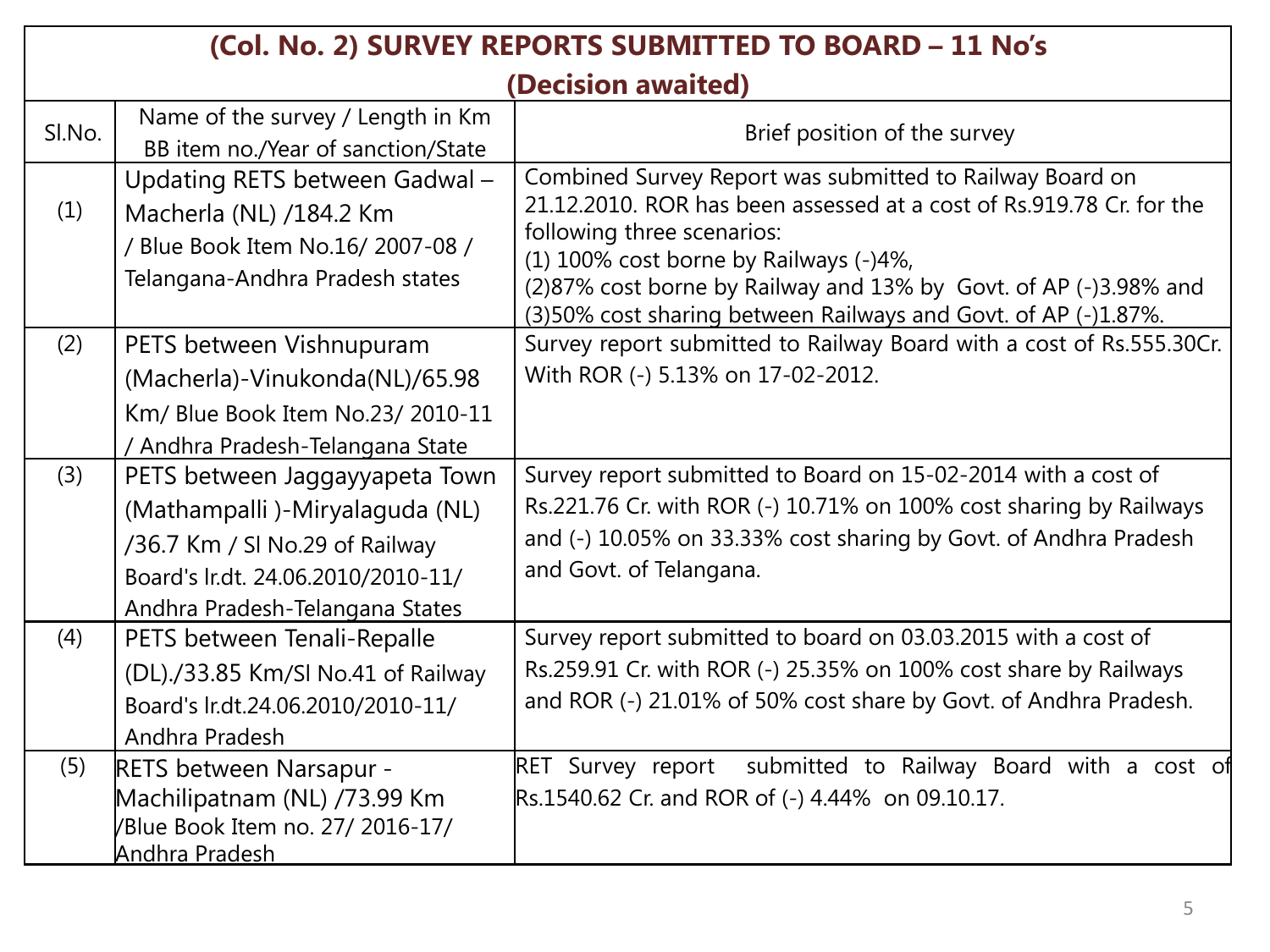## (Col. No. 2) SURVEY REPORTS SUBMITTED TO BOARD – 11 No's
## (Decision awaited)

| Sl.No. | Name of the survey / Length in Km BB item no./Year of sanction/State | Brief position of the survey |
|---|---|---|
| (1) | Updating RETS between Gadwal – Macherla (NL) /184.2 Km / Blue Book Item No.16/ 2007-08 / Telangana-Andhra Pradesh states | Combined Survey Report was submitted to Railway Board on 21.12.2010. ROR has been assessed at a cost of Rs.919.78 Cr. for the following three scenarios:<br>(1) 100% cost borne by Railways (-)4%,<br>(2)87% cost borne by Railway and 13% by Govt. of AP (-)3.98% and<br>(3)50% cost sharing between Railways and Govt. of AP (-)1.87%. |
| (2) | PETS between Vishnupuram (Macherla)-Vinukonda(NL)/65.98 Km/ Blue Book Item No.23/ 2010-11 / Andhra Pradesh-Telangana State | Survey report submitted to Railway Board with a cost of Rs.555.30Cr. With ROR (-) 5.13% on 17-02-2012. |
| (3) | PETS between Jaggayyapeta Town (Mathampalli )-Miryalaguda (NL) /36.7 Km / Sl No.29 of Railway Board's lr.dt. 24.06.2010/2010-11/ Andhra Pradesh-Telangana States | Survey report submitted to Board on 15-02-2014 with a cost of Rs.221.76 Cr. with ROR (-) 10.71% on 100% cost sharing by Railways and (-) 10.05% on 33.33% cost sharing by Govt. of Andhra Pradesh and Govt. of Telangana. |
| (4) | PETS between Tenali-Repalle (DL)./33.85 Km/Sl No.41 of Railway Board's lr.dt.24.06.2010/2010-11/ Andhra Pradesh | Survey report submitted to board on 03.03.2015 with a cost of Rs.259.91 Cr. with ROR (-) 25.35% on 100% cost share by Railways and ROR (-) 21.01% of 50% cost share by Govt. of Andhra Pradesh. |
| (5) | RETS between Narsapur - Machilipatnam (NL) /73.99 Km /Blue Book Item no. 27/ 2016-17/ Andhra Pradesh | RET Survey report submitted to Railway Board with a cost of Rs.1540.62 Cr. and ROR of (-) 4.44% on 09.10.17. |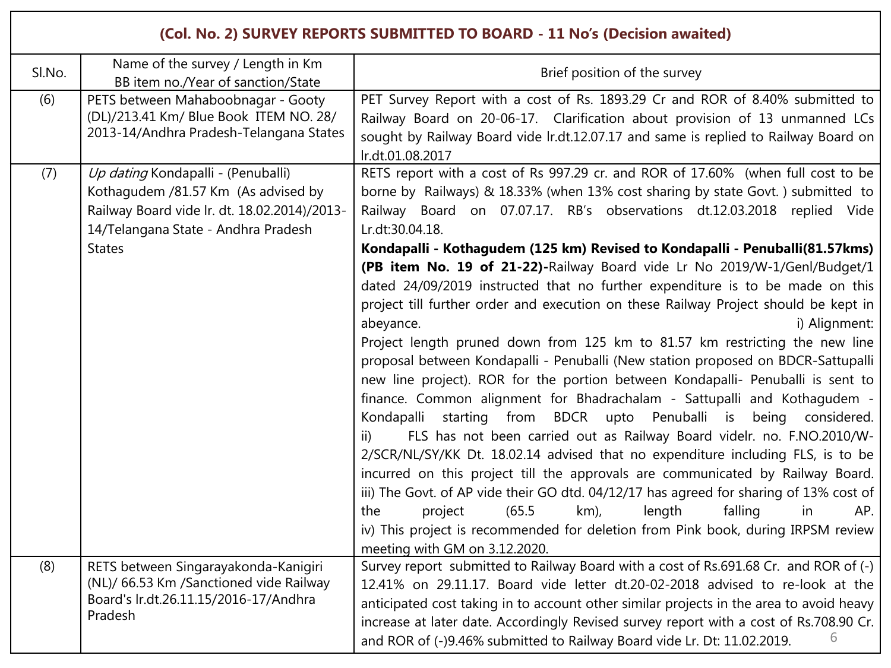| (Col. No. 2) SURVEY REPORTS SUBMITTED TO BOARD - 11 No's (Decision awaited) | | |
|---|---|---|
| Sl.No. | Name of the survey / Length in Km BB item no./Year of sanction/State | Brief position of the survey |
| (6) | PETS between Mahaboobnagar - Gooty (DL)/213.41 Km/ Blue Book ITEM NO. 28/ 2013-14/Andhra Pradesh-Telangana States | PET Survey Report with a cost of Rs. 1893.29 Cr and ROR of 8.40% submitted to Railway Board on 20-06-17. Clarification about provision of 13 unmanned LCs sought by Railway Board vide lr.dt.12.07.17 and same is replied to Railway Board on lr.dt.01.08.2017 |
| (7) | *Up dating* Kondapalli - (Penuballi) Kothagudem /81.57 Km (As advised by Railway Board vide lr. dt. 18.02.2014)/2013-14/Telangana State - Andhra Pradesh States | RETS report with a cost of Rs 997.29 cr. and ROR of 17.60% (when full cost to be borne by Railways) & 18.33% (when 13% cost sharing by state Govt. ) submitted to Railway Board on 07.07.17. RB's observations dt.12.03.2018 replied Vide Lr.dt:30.04.18.<br>**Kondapalli - Kothagudem (125 km) Revised to Kondapalli - Penuballi(81.57kms) (PB item No. 19 of 21-22)-**Railway Board vide Lr No 2019/W-1/Genl/Budget/1 dated 24/09/2019 instructed that no further expenditure is to be made on this project till further order and execution on these Railway Project should be kept in abeyance.<br>i) Alignment: Project length pruned down from 125 km to 81.57 km restricting the new line proposal between Kondapalli - Penuballi (New station proposed on BDCR-Sattupalli new line project). ROR for the portion between Kondapalli- Penuballi is sent to finance. Common alignment for Bhadrachalam - Sattupalli and Kothagudem - Kondapalli starting from BDCR upto Penuballi is being considered.<br>ii) FLS has not been carried out as Railway Board videlr. no. F.NO.2010/W-2/SCR/NL/SY/KK Dt. 18.02.14 advised that no expenditure including FLS, is to be incurred on this project till the approvals are communicated by Railway Board.<br>iii) The Govt. of AP vide their GO dtd. 04/12/17 has agreed for sharing of 13% cost of the project (65.5 km), length falling in AP.<br>iv) This project is recommended for deletion from Pink book, during IRPSM review meeting with GM on 3.12.2020. |
| (8) | RETS between Singarayakonda-Kanigiri (NL)/ 66.53 Km /Sanctioned vide Railway Board's lr.dt.26.11.15/2016-17/Andhra Pradesh | Survey report submitted to Railway Board with a cost of Rs.691.68 Cr. and ROR of (-) 12.41% on 29.11.17. Board vide letter dt.20-02-2018 advised to re-look at the anticipated cost taking in to account other similar projects in the area to avoid heavy increase at later date. Accordingly Revised survey report with a cost of Rs.708.90 Cr. and ROR of (-)9.46% submitted to Railway Board vide Lr. Dt: 11.02.2019. |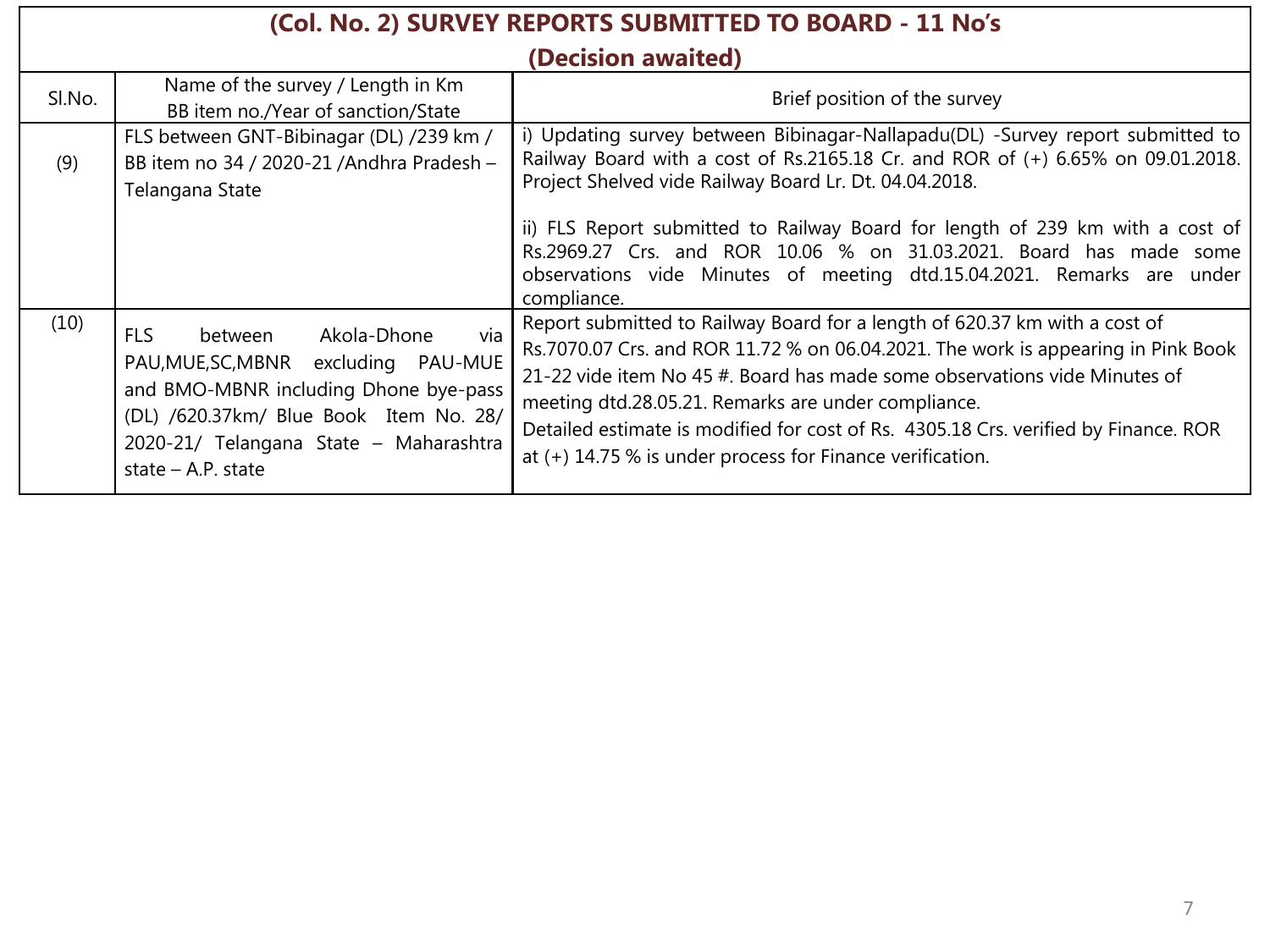## (Col. No. 2) SURVEY REPORTS SUBMITTED TO BOARD - 11 No's (Decision awaited)

| Sl.No. | Name of the survey / Length in Km BB item no./Year of sanction/State | Brief position of the survey |
|---|---|---|
| (9) | FLS between GNT-Bibinagar (DL) /239 km / BB item no 34 / 2020-21 /Andhra Pradesh – Telangana State | i) Updating survey between Bibinagar-Nallapadu(DL) -Survey report submitted to Railway Board with a cost of Rs.2165.18 Cr. and ROR of (+) 6.65% on 09.01.2018. Project Shelved vide Railway Board Lr. Dt. 04.04.2018.<br><br>ii) FLS Report submitted to Railway Board for length of 239 km with a cost of Rs.2969.27 Crs. and ROR 10.06 % on 31.03.2021. Board has made some observations vide Minutes of meeting dtd.15.04.2021. Remarks are under compliance. |
| (10) | FLS between Akola-Dhone via PAU,MUE,SC,MBNR excluding PAU-MUE and BMO-MBNR including Dhone bye-pass (DL) /620.37km/ Blue Book Item No. 28/ 2020-21/ Telangana State – Maharashtra state – A.P. state | Report submitted to Railway Board for a length of 620.37 km with a cost of Rs.7070.07 Crs. and ROR 11.72 % on 06.04.2021. The work is appearing in Pink Book 21-22 vide item No 45 #. Board has made some observations vide Minutes of meeting dtd.28.05.21. Remarks are under compliance.<br>Detailed estimate is modified for cost of Rs. 4305.18 Crs. verified by Finance. ROR at (+) 14.75 % is under process for Finance verification. |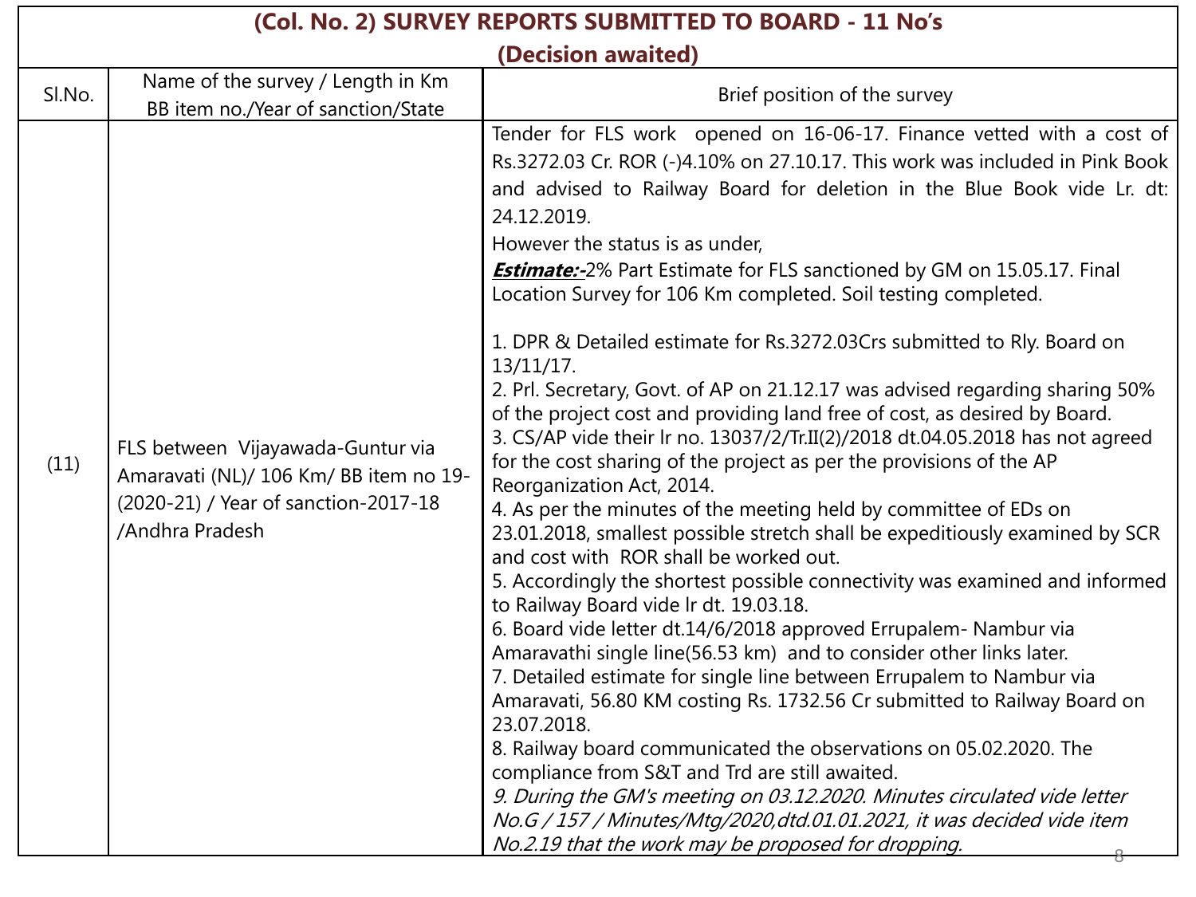| (Col. No. 2) SURVEY REPORTS SUBMITTED TO BOARD - 11 No's (Decision awaited) | | |
|---|---|---|
| Sl.No. | Name of the survey / Length in Km BB item no./Year of sanction/State | Brief position of the survey |
| (11) | FLS between Vijayawada-Guntur via Amaravati (NL)/ 106 Km/ BB item no 19-(2020-21) / Year of sanction-2017-18 /Andhra Pradesh | Tender for FLS work opened on 16-06-17. Finance vetted with a cost of Rs.3272.03 Cr. ROR (-)4.10% on 27.10.17. This work was included in Pink Book and advised to Railway Board for deletion in the Blue Book vide Lr. dt: 24.12.2019.<br>However the status is as under,<br>***Estimate:-***2% Part Estimate for FLS sanctioned by GM on 15.05.17. Final Location Survey for 106 Km completed. Soil testing completed.<br>1. DPR & Detailed estimate for Rs.3272.03Crs submitted to Rly. Board on 13/11/17.<br>2. Prl. Secretary, Govt. of AP on 21.12.17 was advised regarding sharing 50% of the project cost and providing land free of cost, as desired by Board.<br>3. CS/AP vide their lr no. 13037/2/Tr.II(2)/2018 dt.04.05.2018 has not agreed for the cost sharing of the project as per the provisions of the AP Reorganization Act, 2014.<br>4. As per the minutes of the meeting held by committee of EDs on 23.01.2018, smallest possible stretch shall be expeditiously examined by SCR and cost with ROR shall be worked out.<br>5. Accordingly the shortest possible connectivity was examined and informed to Railway Board vide lr dt. 19.03.18.<br>6. Board vide letter dt.14/6/2018 approved Errupalem- Nambur via Amaravathi single line(56.53 km) and to consider other links later.<br>7. Detailed estimate for single line between Errupalem to Nambur via Amaravati, 56.80 KM costing Rs. 1732.56 Cr submitted to Railway Board on 23.07.2018.<br>8. Railway board communicated the observations on 05.02.2020. The compliance from S&T and Trd are still awaited.<br>*9. During the GM's meeting on 03.12.2020. Minutes circulated vide letter No.G / 157 / Minutes/Mtg/2020,dtd.01.01.2021, it was decided vide item No.2.19 that the work may be proposed for dropping.* |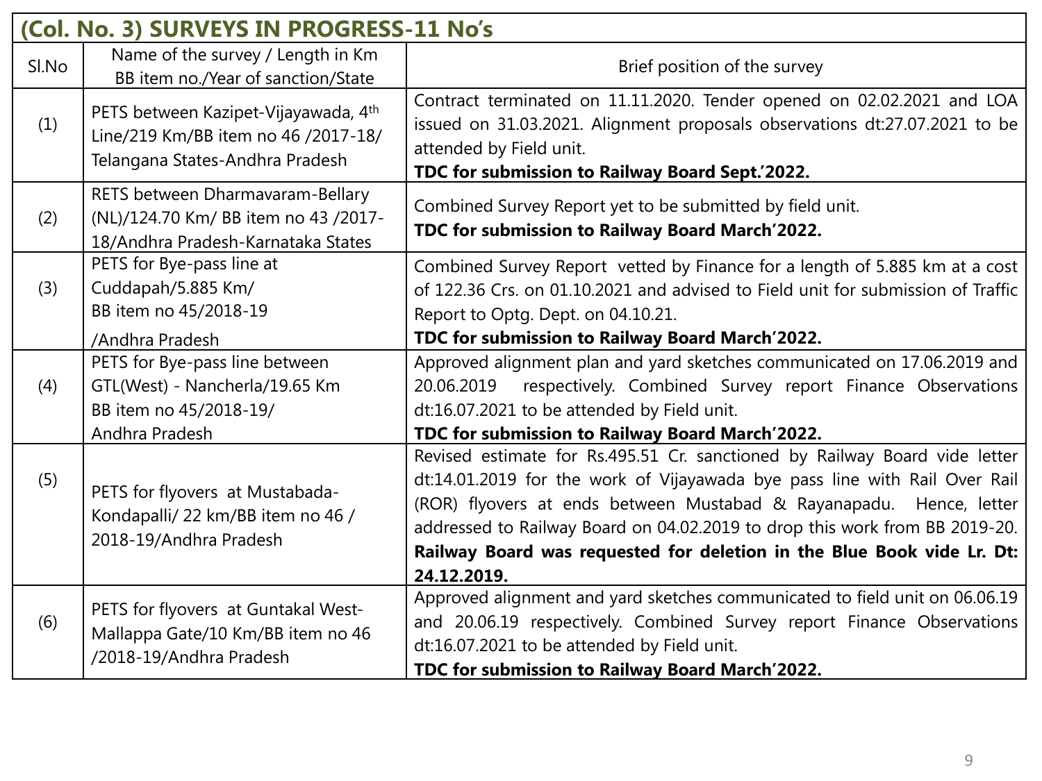## (Col. No. 3) SURVEYS IN PROGRESS-11 No's

| Sl.No | Name of the survey / Length in Km BB item no./Year of sanction/State | Brief position of the survey |
|---|---|---|
| (1) | PETS between Kazipet-Vijayawada, 4th Line/219 Km/BB item no 46 /2017-18/ Telangana States-Andhra Pradesh | Contract terminated on 11.11.2020. Tender opened on 02.02.2021 and LOA issued on 31.03.2021. Alignment proposals observations dt:27.07.2021 to be attended by Field unit. **TDC for submission to Railway Board Sept.'2022.** |
| (2) | RETS between Dharmavaram-Bellary (NL)/124.70 Km/ BB item no 43 /2017-18/Andhra Pradesh-Karnataka States | Combined Survey Report yet to be submitted by field unit. **TDC for submission to Railway Board March'2022.** |
| (3) | PETS for Bye-pass line at Cuddapah/5.885 Km/ BB item no 45/2018-19 /Andhra Pradesh | Combined Survey Report vetted by Finance for a length of 5.885 km at a cost of 122.36 Crs. on 01.10.2021 and advised to Field unit for submission of Traffic Report to Optg. Dept. on 04.10.21. **TDC for submission to Railway Board March'2022.** |
| (4) | PETS for Bye-pass line between GTL(West) - Nancherla/19.65 Km BB item no 45/2018-19/ Andhra Pradesh | Approved alignment plan and yard sketches communicated on 17.06.2019 and 20.06.2019 respectively. Combined Survey report Finance Observations dt:16.07.2021 to be attended by Field unit. **TDC for submission to Railway Board March'2022.** |
| (5) | PETS for flyovers at Mustabada-Kondapalli/ 22 km/BB item no 46 / 2018-19/Andhra Pradesh | Revised estimate for Rs.495.51 Cr. sanctioned by Railway Board vide letter dt:14.01.2019 for the work of Vijayawada bye pass line with Rail Over Rail (ROR) flyovers at ends between Mustabad & Rayanapadu. Hence, letter addressed to Railway Board on 04.02.2019 to drop this work from BB 2019-20. **Railway Board was requested for deletion in the Blue Book vide Lr. Dt: 24.12.2019.** |
| (6) | PETS for flyovers at Guntakal West-Mallappa Gate/10 Km/BB item no 46 /2018-19/Andhra Pradesh | Approved alignment and yard sketches communicated to field unit on 06.06.19 and 20.06.19 respectively. Combined Survey report Finance Observations dt:16.07.2021 to be attended by Field unit. **TDC for submission to Railway Board March'2022.** |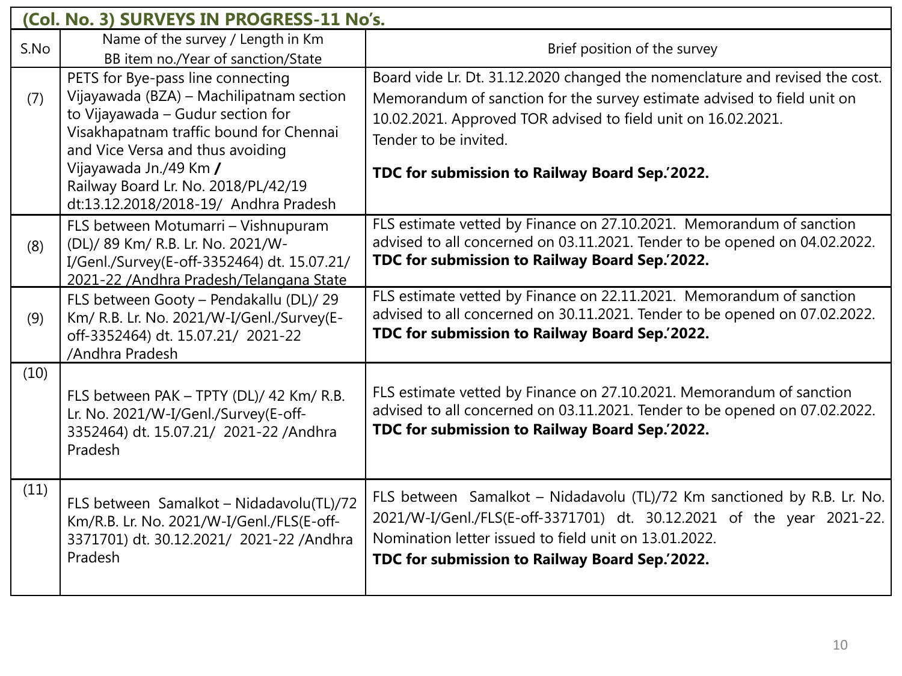| (Col. No. 3) SURVEYS IN PROGRESS-11 No's. | | |
|---|---|---|
| S.No | Name of the survey / Length in Km BB item no./Year of sanction/State | Brief position of the survey |
| (7) | PETS for Bye-pass line connecting Vijayawada (BZA) – Machilipatnam section to Vijayawada – Gudur section for Visakhapatnam traffic bound for Chennai and Vice Versa and thus avoiding Vijayawada Jn./49 Km **/** Railway Board Lr. No. 2018/PL/42/19 dt:13.12.2018/2018-19/ Andhra Pradesh | Board vide Lr. Dt. 31.12.2020 changed the nomenclature and revised the cost. Memorandum of sanction for the survey estimate advised to field unit on 10.02.2021. Approved TOR advised to field unit on 16.02.2021. Tender to be invited. **TDC for submission to Railway Board Sep.'2022.** |
| (8) | FLS between Motumarri – Vishnupuram (DL)/ 89 Km/ R.B. Lr. No. 2021/W-I/Genl./Survey(E-off-3352464) dt. 15.07.21/ 2021-22 /Andhra Pradesh/Telangana State | FLS estimate vetted by Finance on 27.10.2021. Memorandum of sanction advised to all concerned on 03.11.2021. Tender to be opened on 04.02.2022. **TDC for submission to Railway Board Sep.'2022.** |
| (9) | FLS between Gooty – Pendakallu (DL)/ 29 Km/ R.B. Lr. No. 2021/W-I/Genl./Survey(E-off-3352464) dt. 15.07.21/ 2021-22 /Andhra Pradesh | FLS estimate vetted by Finance on 22.11.2021. Memorandum of sanction advised to all concerned on 30.11.2021. Tender to be opened on 07.02.2022. **TDC for submission to Railway Board Sep.'2022.** |
| (10) | FLS between PAK – TPTY (DL)/ 42 Km/ R.B. Lr. No. 2021/W-I/Genl./Survey(E-off-3352464) dt. 15.07.21/ 2021-22 /Andhra Pradesh | FLS estimate vetted by Finance on 27.10.2021. Memorandum of sanction advised to all concerned on 03.11.2021. Tender to be opened on 07.02.2022. **TDC for submission to Railway Board Sep.'2022.** |
| (11) | FLS between Samalkot – Nidadavolu(TL)/72 Km/R.B. Lr. No. 2021/W-I/Genl./FLS(E-off-3371701) dt. 30.12.2021/ 2021-22 /Andhra Pradesh | FLS between Samalkot – Nidadavolu (TL)/72 Km sanctioned by R.B. Lr. No. 2021/W-I/Genl./FLS(E-off-3371701) dt. 30.12.2021 of the year 2021-22. Nomination letter issued to field unit on 13.01.2022. **TDC for submission to Railway Board Sep.'2022.** |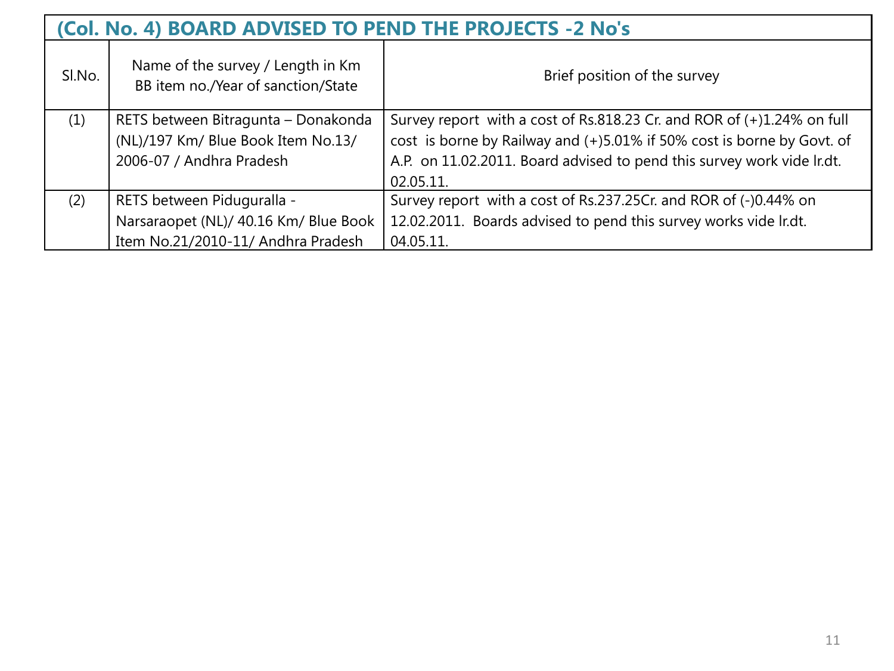## (Col. No. 4) BOARD ADVISED TO PEND THE PROJECTS -2 No's

| Sl.No. | Name of the survey / Length in Km BB item no./Year of sanction/State | Brief position of the survey |
|---|---|---|
| (1) | RETS between Bitragunta – Donakonda (NL)/197 Km/ Blue Book Item No.13/ 2006-07 / Andhra Pradesh | Survey report with a cost of Rs.818.23 Cr. and ROR of (+)1.24% on full cost is borne by Railway and (+)5.01% if 50% cost is borne by Govt. of A.P. on 11.02.2011. Board advised to pend this survey work vide lr.dt. 02.05.11. |
| (2) | RETS between Piduguralla - Narsaraopet (NL)/ 40.16 Km/ Blue Book Item No.21/2010-11/ Andhra Pradesh | Survey report with a cost of Rs.237.25Cr. and ROR of (-)0.44% on 12.02.2011. Boards advised to pend this survey works vide lr.dt. 04.05.11. |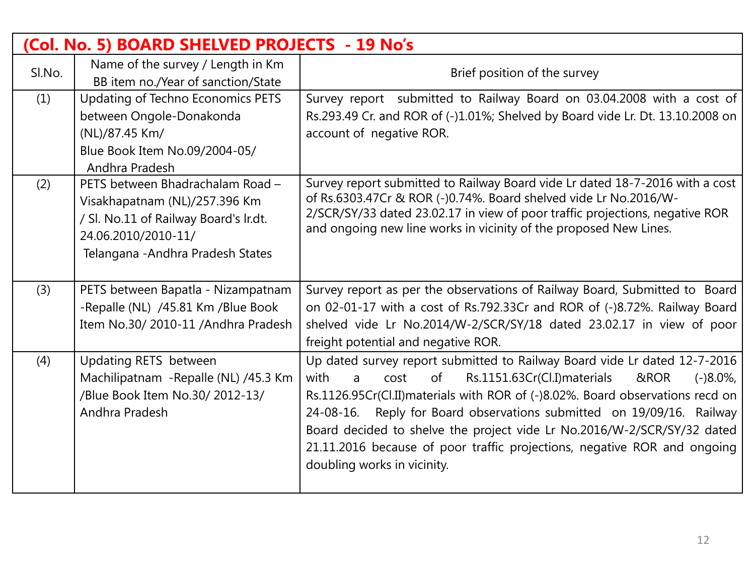| (Col. No. 5) BOARD SHELVED PROJECTS - 19 No's | | |
|---|---|---|
| Sl.No. | Name of the survey / Length in Km BB item no./Year of sanction/State | Brief position of the survey |
| (1) | Updating of Techno Economics PETS between Ongole-Donakonda (NL)/87.45 Km/ Blue Book Item No.09/2004-05/ Andhra Pradesh | Survey report submitted to Railway Board on 03.04.2008 with a cost of Rs.293.49 Cr. and ROR of (-)1.01%; Shelved by Board vide Lr. Dt. 13.10.2008 on account of negative ROR. |
| (2) | PETS between Bhadrachalam Road – Visakhapatnam (NL)/257.396 Km / Sl. No.11 of Railway Board's lr.dt. 24.06.2010/2010-11/ Telangana -Andhra Pradesh States | Survey report submitted to Railway Board vide Lr dated 18-7-2016 with a cost of Rs.6303.47Cr & ROR (-)0.74%. Board shelved vide Lr No.2016/W-2/SCR/SY/33 dated 23.02.17 in view of poor traffic projections, negative ROR and ongoing new line works in vicinity of the proposed New Lines. |
| (3) | PETS between Bapatla - Nizampatnam -Repalle (NL) /45.81 Km /Blue Book Item No.30/ 2010-11 /Andhra Pradesh | Survey report as per the observations of Railway Board, Submitted to Board on 02-01-17 with a cost of Rs.792.33Cr and ROR of (-)8.72%. Railway Board shelved vide Lr No.2014/W-2/SCR/SY/18 dated 23.02.17 in view of poor freight potential and negative ROR. |
| (4) | Updating RETS between Machilipatnam -Repalle (NL) /45.3 Km /Blue Book Item No.30/ 2012-13/ Andhra Pradesh | Up dated survey report submitted to Railway Board vide Lr dated 12-7-2016 with a cost of Rs.1151.63Cr(Cl.I)materials &ROR (-)8.0%, Rs.1126.95Cr(Cl.II)materials with ROR of (-)8.02%. Board observations recd on 24-08-16. Reply for Board observations submitted on 19/09/16. Railway Board decided to shelve the project vide Lr No.2016/W-2/SCR/SY/32 dated 21.11.2016 because of poor traffic projections, negative ROR and ongoing doubling works in vicinity. |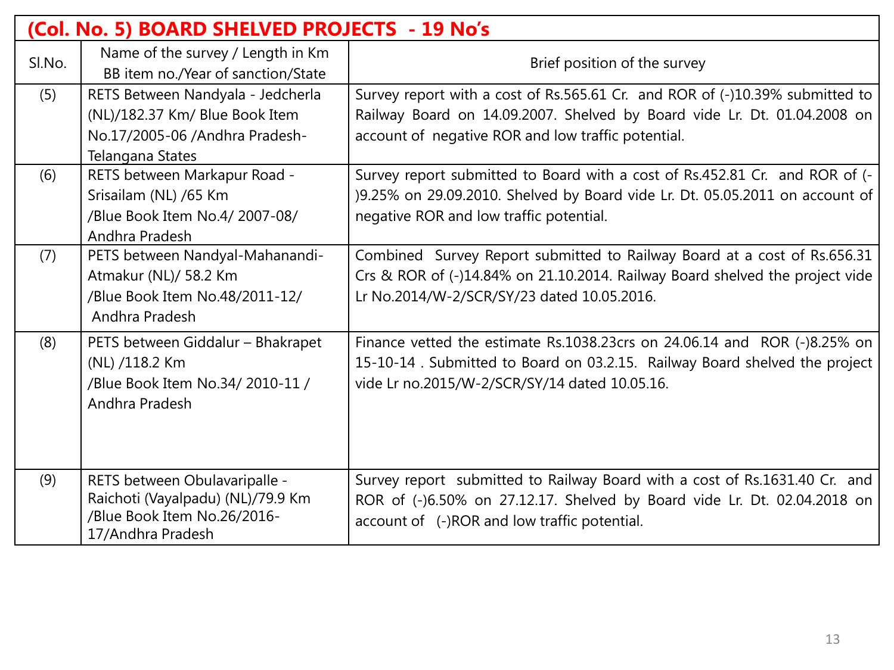## (Col. No. 5) BOARD SHELVED PROJECTS - 19 No's

| Sl.No. | Name of the survey / Length in Km BB item no./Year of sanction/State | Brief position of the survey |
|---|---|---|
| (5) | RETS Between Nandyala - Jedcherla (NL)/182.37 Km/ Blue Book Item No.17/2005-06 /Andhra Pradesh-Telangana States | Survey report with a cost of Rs.565.61 Cr. and ROR of (-)10.39% submitted to Railway Board on 14.09.2007. Shelved by Board vide Lr. Dt. 01.04.2008 on account of negative ROR and low traffic potential. |
| (6) | RETS between Markapur Road - Srisailam (NL) /65 Km /Blue Book Item No.4/ 2007-08/ Andhra Pradesh | Survey report submitted to Board with a cost of Rs.452.81 Cr. and ROR of (-)9.25% on 29.09.2010. Shelved by Board vide Lr. Dt. 05.05.2011 on account of negative ROR and low traffic potential. |
| (7) | PETS between Nandyal-Mahanandi-Atmakur (NL)/ 58.2 Km /Blue Book Item No.48/2011-12/ Andhra Pradesh | Combined Survey Report submitted to Railway Board at a cost of Rs.656.31 Crs & ROR of (-)14.84% on 21.10.2014. Railway Board shelved the project vide Lr No.2014/W-2/SCR/SY/23 dated 10.05.2016. |
| (8) | PETS between Giddalur – Bhakrapet (NL) /118.2 Km /Blue Book Item No.34/ 2010-11 / Andhra Pradesh | Finance vetted the estimate Rs.1038.23crs on 24.06.14 and ROR (-)8.25% on 15-10-14 . Submitted to Board on 03.2.15. Railway Board shelved the project vide Lr no.2015/W-2/SCR/SY/14 dated 10.05.16. |
| (9) | RETS between Obulavaripalle - Raichoti (Vayalpadu) (NL)/79.9 Km /Blue Book Item No.26/2016-17/Andhra Pradesh | Survey report submitted to Railway Board with a cost of Rs.1631.40 Cr. and ROR of (-)6.50% on 27.12.17. Shelved by Board vide Lr. Dt. 02.04.2018 on account of (-)ROR and low traffic potential. |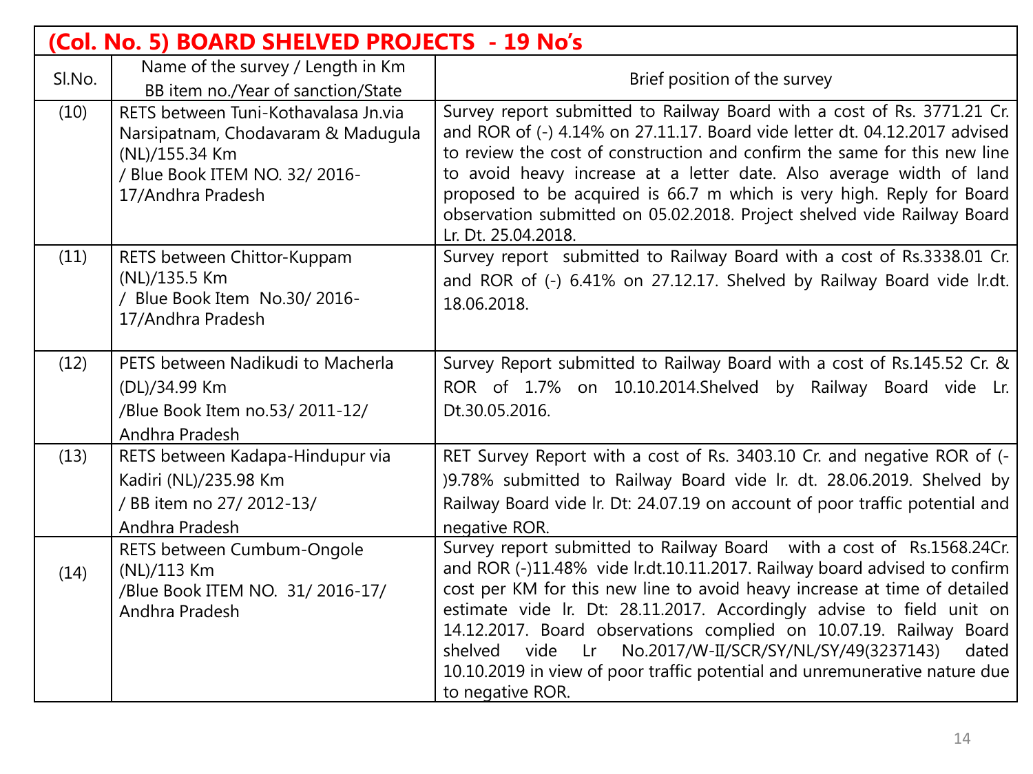## (Col. No. 5) BOARD SHELVED PROJECTS - 19 No's

| Sl.No. | Name of the survey / Length in Km BB item no./Year of sanction/State | Brief position of the survey |
|---|---|---|
| (10) | RETS between Tuni-Kothavalasa Jn.via Narsipatnam, Chodavaram & Madugula (NL)/155.34 Km / Blue Book ITEM NO. 32/ 2016-17/Andhra Pradesh | Survey report submitted to Railway Board with a cost of Rs. 3771.21 Cr. and ROR of (-) 4.14% on 27.11.17. Board vide letter dt. 04.12.2017 advised to review the cost of construction and confirm the same for this new line to avoid heavy increase at a letter date. Also average width of land proposed to be acquired is 66.7 m which is very high. Reply for Board observation submitted on 05.02.2018. Project shelved vide Railway Board Lr. Dt. 25.04.2018. |
| (11) | RETS between Chittor-Kuppam (NL)/135.5 Km / Blue Book Item No.30/ 2016-17/Andhra Pradesh | Survey report submitted to Railway Board with a cost of Rs.3338.01 Cr. and ROR of (-) 6.41% on 27.12.17. Shelved by Railway Board vide lr.dt. 18.06.2018. |
| (12) | PETS between Nadikudi to Macherla (DL)/34.99 Km /Blue Book Item no.53/ 2011-12/ Andhra Pradesh | Survey Report submitted to Railway Board with a cost of Rs.145.52 Cr. & ROR of 1.7% on 10.10.2014.Shelved by Railway Board vide Lr. Dt.30.05.2016. |
| (13) | RETS between Kadapa-Hindupur via Kadiri (NL)/235.98 Km / BB item no 27/ 2012-13/ Andhra Pradesh | RET Survey Report with a cost of Rs. 3403.10 Cr. and negative ROR of (-)9.78% submitted to Railway Board vide lr. dt. 28.06.2019. Shelved by Railway Board vide lr. Dt: 24.07.19 on account of poor traffic potential and negative ROR. |
| (14) | RETS between Cumbum-Ongole (NL)/113 Km /Blue Book ITEM NO. 31/ 2016-17/ Andhra Pradesh | Survey report submitted to Railway Board with a cost of Rs.1568.24Cr. and ROR (-)11.48% vide lr.dt.10.11.2017. Railway board advised to confirm cost per KM for this new line to avoid heavy increase at time of detailed estimate vide lr. Dt: 28.11.2017. Accordingly advise to field unit on 14.12.2017. Board observations complied on 10.07.19. Railway Board shelved vide Lr No.2017/W-II/SCR/SY/NL/SY/49(3237143) dated 10.10.2019 in view of poor traffic potential and unremunerative nature due to negative ROR. |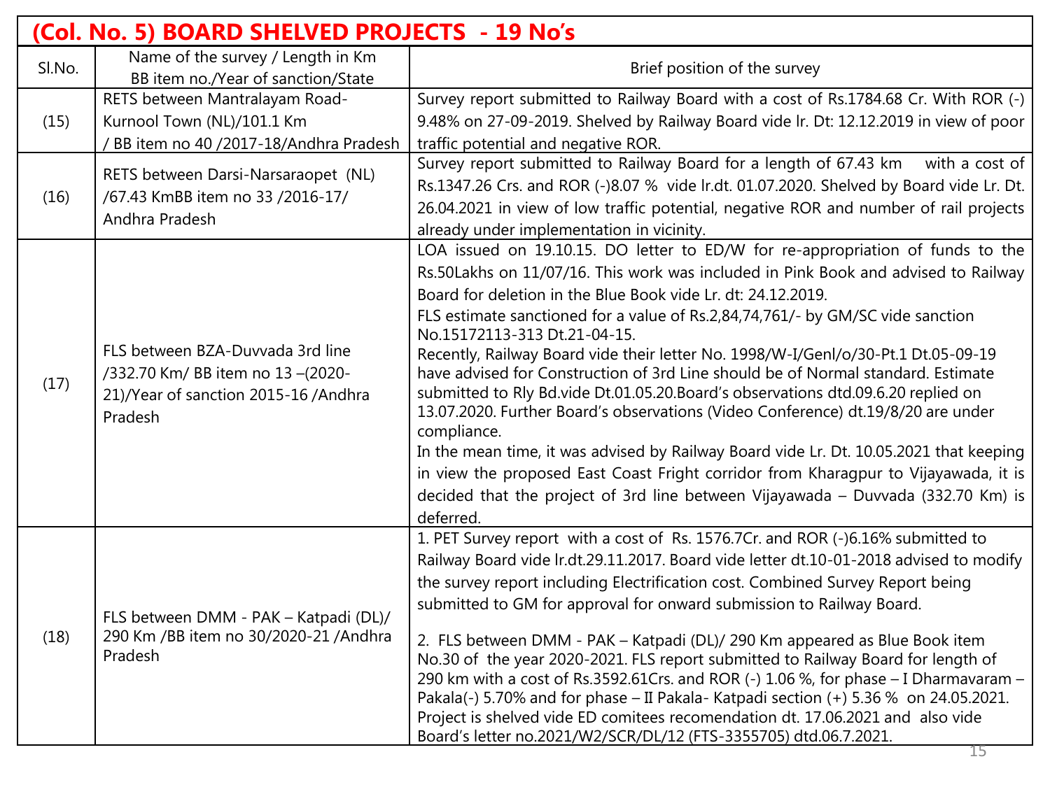## (Col. No. 5) BOARD SHELVED PROJECTS - 19 No's

| Sl.No. | Name of the survey / Length in Km BB item no./Year of sanction/State | Brief position of the survey |
|---|---|---|
| (15) | RETS between Mantralayam Road-Kurnool Town (NL)/101.1 Km / BB item no 40 /2017-18/Andhra Pradesh | Survey report submitted to Railway Board with a cost of Rs.1784.68 Cr. With ROR (-) 9.48% on 27-09-2019. Shelved by Railway Board vide lr. Dt: 12.12.2019 in view of poor traffic potential and negative ROR. |
| (16) | RETS between Darsi-Narsaraopet (NL) /67.43 KmBB item no 33 /2016-17/ Andhra Pradesh | Survey report submitted to Railway Board for a length of 67.43 km with a cost of Rs.1347.26 Crs. and ROR (-)8.07 % vide lr.dt. 01.07.2020. Shelved by Board vide Lr. Dt. 26.04.2021 in view of low traffic potential, negative ROR and number of rail projects already under implementation in vicinity. |
| (17) | FLS between BZA-Duvvada 3rd line /332.70 Km/ BB item no 13 –(2020-21)/Year of sanction 2015-16 /Andhra Pradesh | LOA issued on 19.10.15. DO letter to ED/W for re-appropriation of funds to the Rs.50Lakhs on 11/07/16. This work was included in Pink Book and advised to Railway Board for deletion in the Blue Book vide Lr. dt: 24.12.2019.<br>FLS estimate sanctioned for a value of Rs.2,84,74,761/- by GM/SC vide sanction No.15172113-313 Dt.21-04-15.<br>Recently, Railway Board vide their letter No. 1998/W-I/Genl/o/30-Pt.1 Dt.05-09-19 have advised for Construction of 3rd Line should be of Normal standard. Estimate submitted to Rly Bd.vide Dt.01.05.20.Board's observations dtd.09.6.20 replied on 13.07.2020. Further Board's observations (Video Conference) dt.19/8/20 are under compliance.<br>In the mean time, it was advised by Railway Board vide Lr. Dt. 10.05.2021 that keeping in view the proposed East Coast Fright corridor from Kharagpur to Vijayawada, it is decided that the project of 3rd line between Vijayawada – Duvvada (332.70 Km) is deferred. |
| (18) | FLS between DMM - PAK – Katpadi (DL)/ 290 Km /BB item no 30/2020-21 /Andhra Pradesh | 1. PET Survey report with a cost of Rs. 1576.7Cr. and ROR (-)6.16% submitted to Railway Board vide lr.dt.29.11.2017. Board vide letter dt.10-01-2018 advised to modify the survey report including Electrification cost. Combined Survey Report being submitted to GM for approval for onward submission to Railway Board.<br>2. FLS between DMM - PAK – Katpadi (DL)/ 290 Km appeared as Blue Book item No.30 of the year 2020-2021. FLS report submitted to Railway Board for length of 290 km with a cost of Rs.3592.61Crs. and ROR (-) 1.06 %, for phase – I Dharmavaram – Pakala(-) 5.70% and for phase – II Pakala- Katpadi section (+) 5.36 % on 24.05.2021. Project is shelved vide ED comitees recomendation dt. 17.06.2021 and also vide Board's letter no.2021/W2/SCR/DL/12 (FTS-3355705) dtd.06.7.2021. |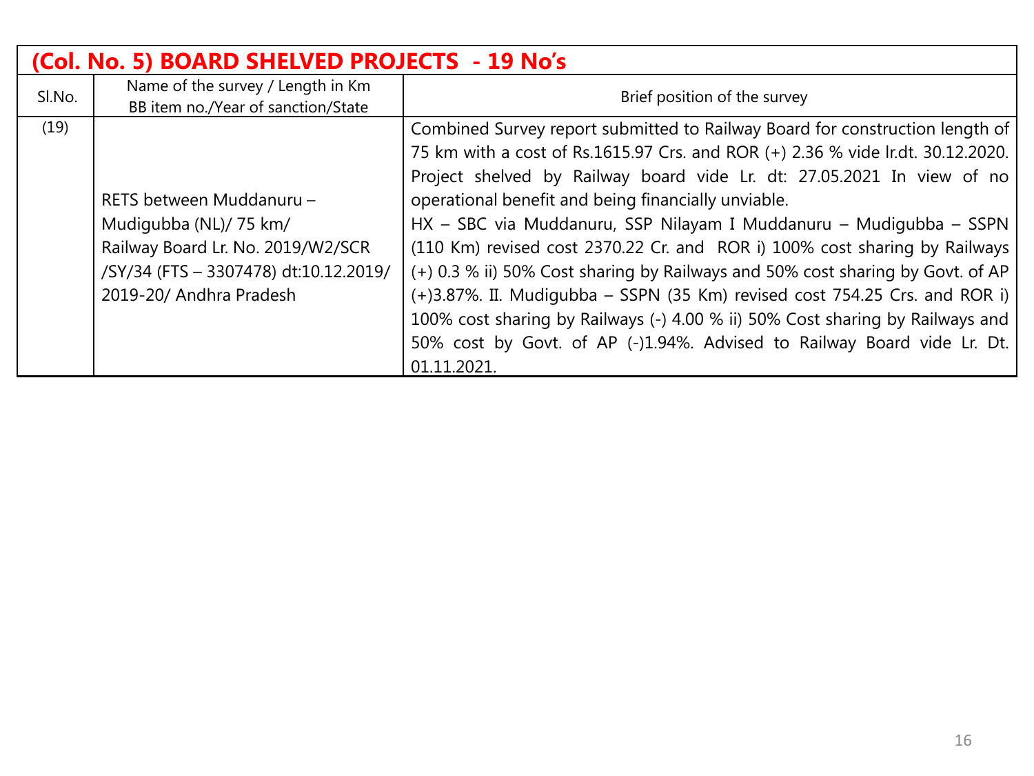## (Col. No. 5) BOARD SHELVED PROJECTS - 19 No's

| Sl.No. | Name of the survey / Length in Km BB item no./Year of sanction/State | Brief position of the survey |
|---|---|---|
| (19) | RETS between Muddanuru – Mudigubba (NL)/ 75 km/ Railway Board Lr. No. 2019/W2/SCR /SY/34 (FTS – 3307478) dt:10.12.2019/ 2019-20/ Andhra Pradesh | Combined Survey report submitted to Railway Board for construction length of 75 km with a cost of Rs.1615.97 Crs. and ROR (+) 2.36 % vide lr.dt. 30.12.2020. Project shelved by Railway board vide Lr. dt: 27.05.2021 In view of no operational benefit and being financially unviable. HX – SBC via Muddanuru, SSP Nilayam I Muddanuru – Mudigubba – SSPN (110 Km) revised cost 2370.22 Cr. and ROR i) 100% cost sharing by Railways (+) 0.3 % ii) 50% Cost sharing by Railways and 50% cost sharing by Govt. of AP (+)3.87%. II. Mudigubba – SSPN (35 Km) revised cost 754.25 Crs. and ROR i) 100% cost sharing by Railways (-) 4.00 % ii) 50% Cost sharing by Railways and 50% cost by Govt. of AP (-)1.94%. Advised to Railway Board vide Lr. Dt. 01.11.2021. |